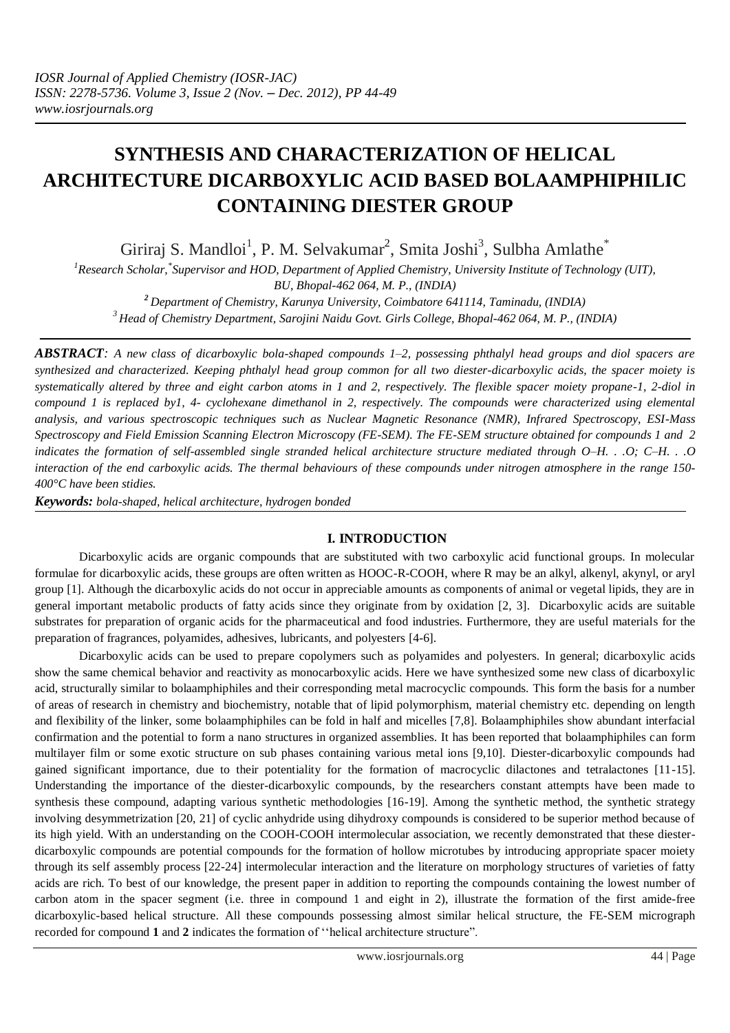# SYNTHESIS AND CHARACTERIZATION OF HELICAL ARCHITECTURE DICARBOXYLIC ACID BASED BOLAAMPHIPHILIC CONTAINING DIESTER GROUP

Giriraj S. Mandloi[1], P. M. Selvakumar[2], Smita Joshi[3], Sulbha Amlathe[*]

[1]Research Scholar, [*]Supervisor and HOD, Department of Applied Chemistry, University Institute of Technology (UIT), BU, Bhopal-462 064, M. P., (INDIA)

[2] Department of Chemistry, Karunya University, Coimbatore 641114, Taminadu, (INDIA)

[3] Head of Chemistry Department, Sarojini Naidu Govt. Girls College, Bhopal-462 064, M. P., (INDIA)

***ABSTRACT****: A new class of dicarboxylic bola-shaped compounds 1–2, possessing phthalyl head groups and diol spacers are synthesized and characterized. Keeping phthalyl head group common for all two diester-dicarboxylic acids, the spacer moiety is systematically altered by three and eight carbon atoms in 1 and 2, respectively. The flexible spacer moiety propane-1, 2-diol in compound 1 is replaced by1, 4- cyclohexane dimethanol in 2, respectively. The compounds were characterized using elemental analysis, and various spectroscopic techniques such as Nuclear Magnetic Resonance (NMR), Infrared Spectroscopy, ESI-Mass Spectroscopy and Field Emission Scanning Electron Microscopy (FE-SEM). The FE-SEM structure obtained for compounds 1 and 2 indicates the formation of self-assembled single stranded helical architecture structure mediated through O–H. . .O; C–H. . .O interaction of the end carboxylic acids. The thermal behaviours of these compounds under nitrogen atmosphere in the range 150-400°C have been stidies.*

***Keywords:*** *bola-shaped, helical architecture, hydrogen bonded*

## I. INTRODUCTION

Dicarboxylic acids are organic compounds that are substituted with two carboxylic acid functional groups. In molecular formulae for dicarboxylic acids, these groups are often written as HOOC-R-COOH, where R may be an alkyl, alkenyl, akynyl, or aryl group [1]. Although the dicarboxylic acids do not occur in appreciable amounts as components of animal or vegetal lipids, they are in general important metabolic products of fatty acids since they originate from by oxidation [2, 3]. Dicarboxylic acids are suitable substrates for preparation of organic acids for the pharmaceutical and food industries. Furthermore, they are useful materials for the preparation of fragrances, polyamides, adhesives, lubricants, and polyesters [4-6].

Dicarboxylic acids can be used to prepare copolymers such as polyamides and polyesters. In general; dicarboxylic acids show the same chemical behavior and reactivity as monocarboxylic acids. Here we have synthesized some new class of dicarboxylic acid, structurally similar to bolaamphiphiles and their corresponding metal macrocyclic compounds. This form the basis for a number of areas of research in chemistry and biochemistry, notable that of lipid polymorphism, material chemistry etc. depending on length and flexibility of the linker, some bolaamphiphiles can be fold in half and micelles [7,8]. Bolaamphiphiles show abundant interfacial confirmation and the potential to form a nano structures in organized assemblies. It has been reported that bolaamphiphiles can form multilayer film or some exotic structure on sub phases containing various metal ions [9,10]. Diester-dicarboxylic compounds had gained significant importance, due to their potentiality for the formation of macrocyclic dilactones and tetralactones [11-15]. Understanding the importance of the diester-dicarboxylic compounds, by the researchers constant attempts have been made to synthesis these compound, adapting various synthetic methodologies [16-19]. Among the synthetic method, the synthetic strategy involving desymmetrization [20, 21] of cyclic anhydride using dihydroxy compounds is considered to be superior method because of its high yield. With an understanding on the COOH-COOH intermolecular association, we recently demonstrated that these diester-dicarboxylic compounds are potential compounds for the formation of hollow microtubes by introducing appropriate spacer moiety through its self assembly process [22-24] intermolecular interaction and the literature on morphology structures of varieties of fatty acids are rich. To best of our knowledge, the present paper in addition to reporting the compounds containing the lowest number of carbon atom in the spacer segment (i.e. three in compound 1 and eight in 2), illustrate the formation of the first amide-free dicarboxylic-based helical structure. All these compounds possessing almost similar helical structure, the FE-SEM micrograph recorded for compound **1** and **2** indicates the formation of ''helical architecture structure".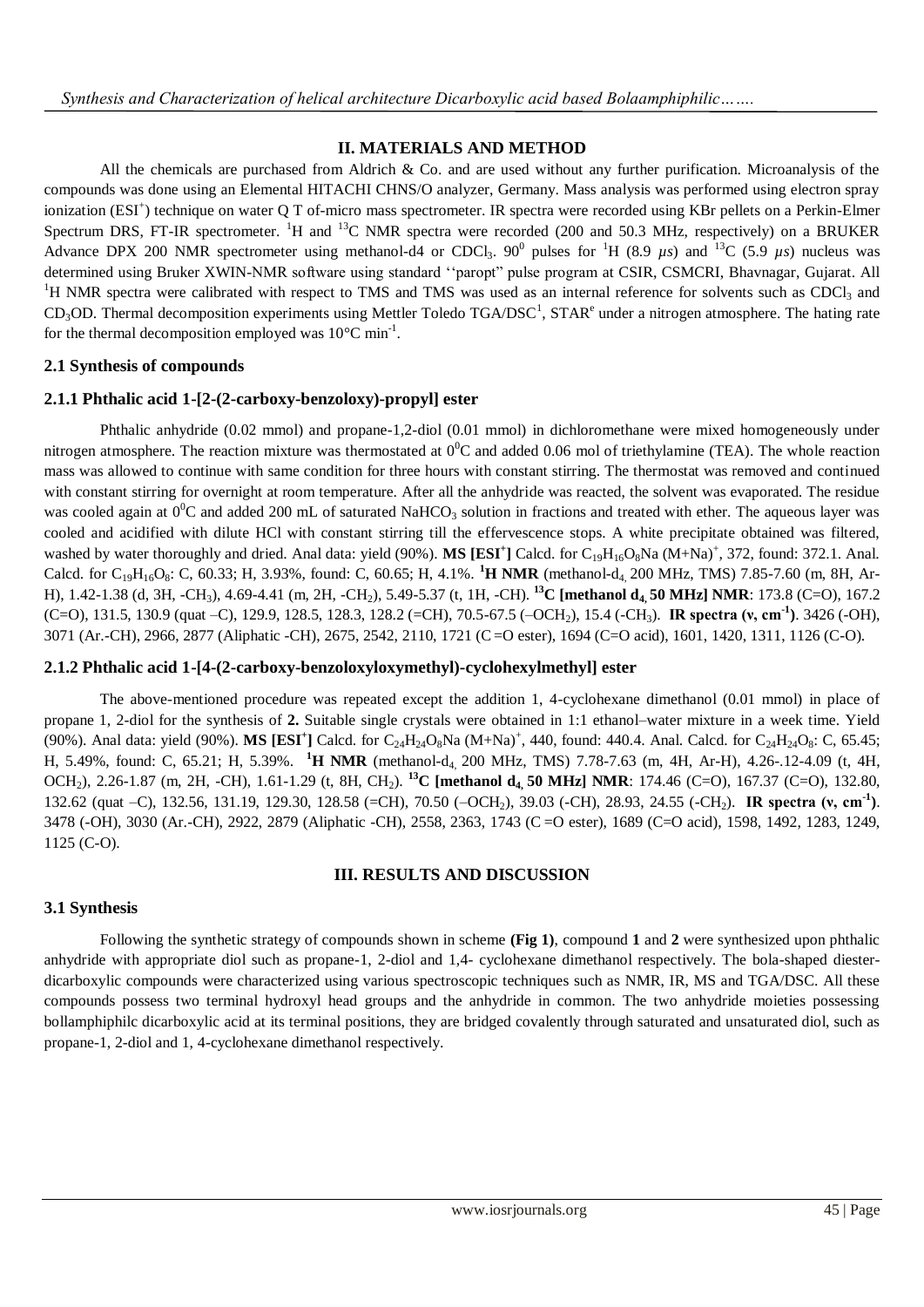## II. MATERIALS AND METHOD

All the chemicals are purchased from Aldrich & Co. and are used without any further purification. Microanalysis of the compounds was done using an Elemental HITACHI CHNS/O analyzer, Germany. Mass analysis was performed using electron spray ionization ($ESI^+$) technique on water Q T of-micro mass spectrometer. IR spectra were recorded using KBr pellets on a Perkin-Elmer Spectrum DRS, FT-IR spectrometer. $^1H$ and $^{13}C$ NMR spectra were recorded (200 and 50.3 MHz, respectively) on a BRUKER Advance DPX 200 NMR spectrometer using methanol-d4 or $CDCl_3$. $90^0$ pulses for $^1H$ (8.9 $\mu s$) and $^{13}C$ (5.9 $\mu s$) nucleus was determined using Bruker XWIN-NMR software using standard ''paropt" pulse program at CSIR, CSMCRI, Bhavnagar, Gujarat. All $^1H$ NMR spectra were calibrated with respect to TMS and TMS was used as an internal reference for solvents such as $CDCl_3$ and $CD_3OD$. Thermal decomposition experiments using Mettler Toledo TGA/DSC[1], STAR[e] under a nitrogen atmosphere. The hating rate for the thermal decomposition employed was $10°C\ min^{-1}$.

### 2.1 Synthesis of compounds

### 2.1.1 Phthalic acid 1-[2-(2-carboxy-benzoloxy)-propyl] ester

Phthalic anhydride (0.02 mmol) and propane-1,2-diol (0.01 mmol) in dichloromethane were mixed homogeneously under nitrogen atmosphere. The reaction mixture was thermostated at $0^0C$ and added 0.06 mol of triethylamine (TEA). The whole reaction mass was allowed to continue with same condition for three hours with constant stirring. The thermostat was removed and continued with constant stirring for overnight at room temperature. After all the anhydride was reacted, the solvent was evaporated. The residue was cooled again at $0^0C$ and added 200 mL of saturated $NaHCO_3$ solution in fractions and treated with ether. The aqueous layer was cooled and acidified with dilute HCl with constant stirring till the effervescence stops. A white precipitate obtained was filtered, washed by water thoroughly and dried. Anal data: yield (90%). **MS [$ESI^+$]** Calcd. for $C_{19}H_{16}O_8Na$ $(M+Na)^+$, 372, found: 372.1. Anal. Calcd. for $C_{19}H_{16}O_8$: C, 60.33; H, 3.93%, found: C, 60.65; H, 4.1%. **$^1H$ NMR** (methanol-$d_4$, 200 MHz, TMS) 7.85-7.60 (m, 8H, Ar-H), 1.42-1.38 (d, 3H, $-CH_3$), 4.69-4.41 (m, 2H, $-CH_2$), 5.49-5.37 (t, 1H, -CH). **$^{13}C$ [methanol $d_4$, 50 MHz] NMR**: 173.8 (C=O), 167.2 (C=O), 131.5, 130.9 (quat –C), 129.9, 128.5, 128.3, 128.2 (=CH), 70.5-67.5 ($-OCH_2$), 15.4 ($-CH_3$). **IR spectra (ν, $cm^{-1}$)**. 3426 (-OH), 3071 (Ar.-CH), 2966, 2877 (Aliphatic -CH), 2675, 2542, 2110, 1721 (C =O ester), 1694 (C=O acid), 1601, 1420, 1311, 1126 (C-O).

### 2.1.2 Phthalic acid 1-[4-(2-carboxy-benzoloxyloxymethyl)-cyclohexylmethyl] ester

The above-mentioned procedure was repeated except the addition 1, 4-cyclohexane dimethanol (0.01 mmol) in place of propane 1, 2-diol for the synthesis of **2.** Suitable single crystals were obtained in 1:1 ethanol–water mixture in a week time. Yield (90%). Anal data: yield (90%). **MS [$ESI^+$]** Calcd. for $C_{24}H_{24}O_8Na$ $(M+Na)^+$, 440, found: 440.4. Anal. Calcd. for $C_{24}H_{24}O_8$: C, 65.45; H, 5.49%, found: C, 65.21; H, 5.39%. **$^1H$ NMR** (methanol-$d_4$, 200 MHz, TMS) 7.78-7.63 (m, 4H, Ar-H), 4.26-.12-4.09 (t, 4H, $OCH_2$), 2.26-1.87 (m, 2H, -CH), 1.61-1.29 (t, 8H, $CH_2$). **$^{13}C$ [methanol $d_4$, 50 MHz] NMR**: 174.46 (C=O), 167.37 (C=O), 132.80, 132.62 (quat –C), 132.56, 131.19, 129.30, 128.58 (=CH), 70.50 ($-OCH_2$), 39.03 (-CH), 28.93, 24.55 ($-CH_2$). **IR spectra (ν, $cm^{-1}$)**. 3478 (-OH), 3030 (Ar.-CH), 2922, 2879 (Aliphatic -CH), 2558, 2363, 1743 (C =O ester), 1689 (C=O acid), 1598, 1492, 1283, 1249, 1125 (C-O).

## III. RESULTS AND DISCUSSION

### 3.1 Synthesis

Following the synthetic strategy of compounds shown in scheme **(Fig 1)**, compound **1** and **2** were synthesized upon phthalic anhydride with appropriate diol such as propane-1, 2-diol and 1,4- cyclohexane dimethanol respectively. The bola-shaped diester-dicarboxylic compounds were characterized using various spectroscopic techniques such as NMR, IR, MS and TGA/DSC. All these compounds possess two terminal hydroxyl head groups and the anhydride in common. The two anhydride moieties possessing bollamphiphilc dicarboxylic acid at its terminal positions, they are bridged covalently through saturated and unsaturated diol, such as propane-1, 2-diol and 1, 4-cyclohexane dimethanol respectively.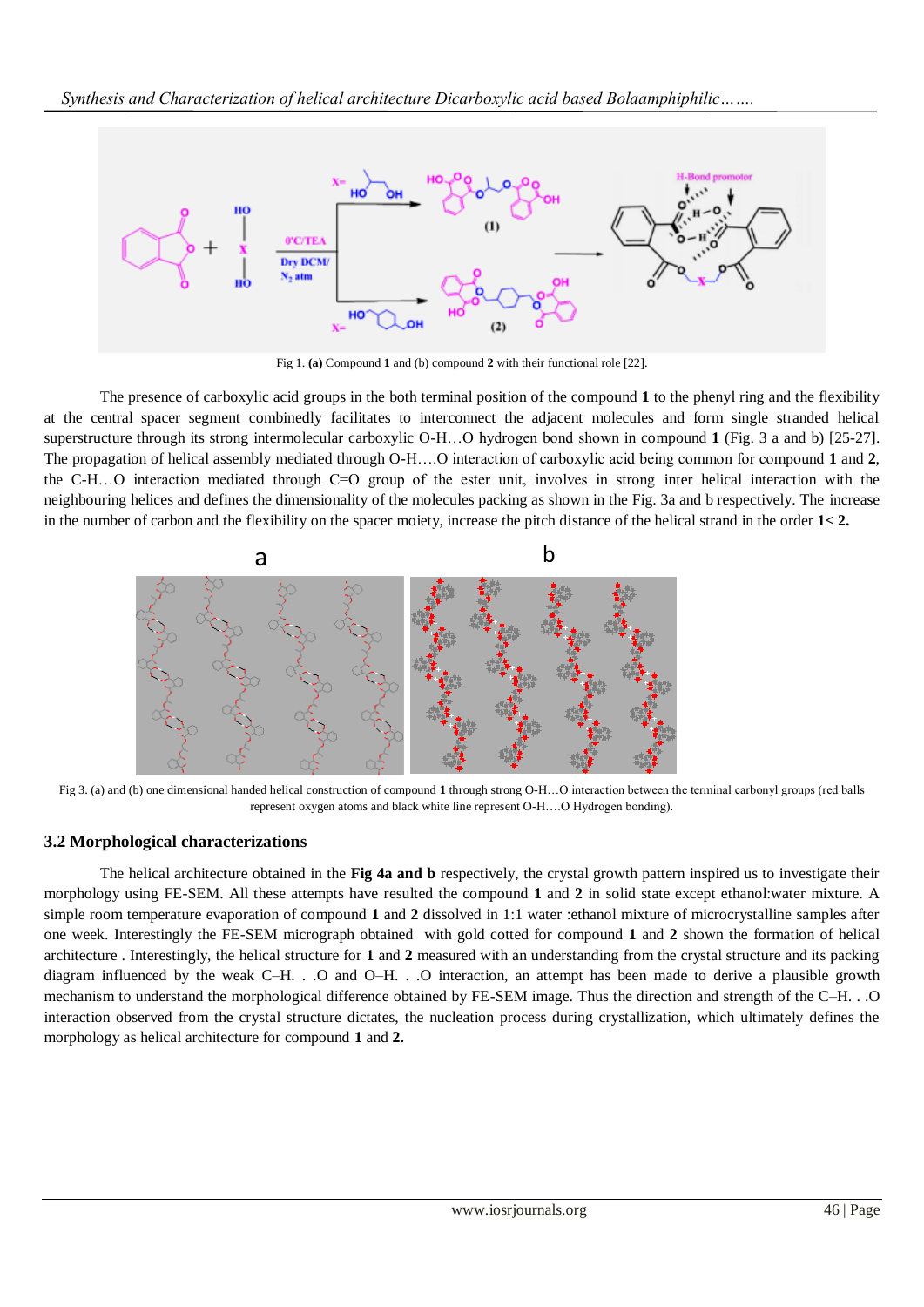Fig 1. **(a)** Compound **1** and (b) compound **2** with their functional role [22].

The presence of carboxylic acid groups in the both terminal position of the compound **1** to the phenyl ring and the flexibility at the central spacer segment combinedly facilitates to interconnect the adjacent molecules and form single stranded helical superstructure through its strong intermolecular carboxylic O-H…O hydrogen bond shown in compound **1** (Fig. 3 a and b) [25-27]. The propagation of helical assembly mediated through O-H….O interaction of carboxylic acid being common for compound **1** and **2**, the C-H…O interaction mediated through C=O group of the ester unit, involves in strong inter helical interaction with the neighbouring helices and defines the dimensionality of the molecules packing as shown in the Fig. 3a and b respectively. The increase in the number of carbon and the flexibility on the spacer moiety, increase the pitch distance of the helical strand in the order **1< 2.**

Fig 3. (a) and (b) one dimensional handed helical construction of compound **1** through strong O-H…O interaction between the terminal carbonyl groups (red balls represent oxygen atoms and black white line represent O-H….O Hydrogen bonding).

### 3.2 Morphological characterizations

The helical architecture obtained in the **Fig 4a and b** respectively, the crystal growth pattern inspired us to investigate their morphology using FE-SEM. All these attempts have resulted the compound **1** and **2** in solid state except ethanol:water mixture. A simple room temperature evaporation of compound **1** and **2** dissolved in 1:1 water :ethanol mixture of microcrystalline samples after one week. Interestingly the FE-SEM micrograph obtained with gold cotted for compound **1** and **2** shown the formation of helical architecture . Interestingly, the helical structure for **1** and **2** measured with an understanding from the crystal structure and its packing diagram influenced by the weak C–H. . .O and O–H. . .O interaction, an attempt has been made to derive a plausible growth mechanism to understand the morphological difference obtained by FE-SEM image. Thus the direction and strength of the C–H. . .O interaction observed from the crystal structure dictates, the nucleation process during crystallization, which ultimately defines the morphology as helical architecture for compound **1** and **2.**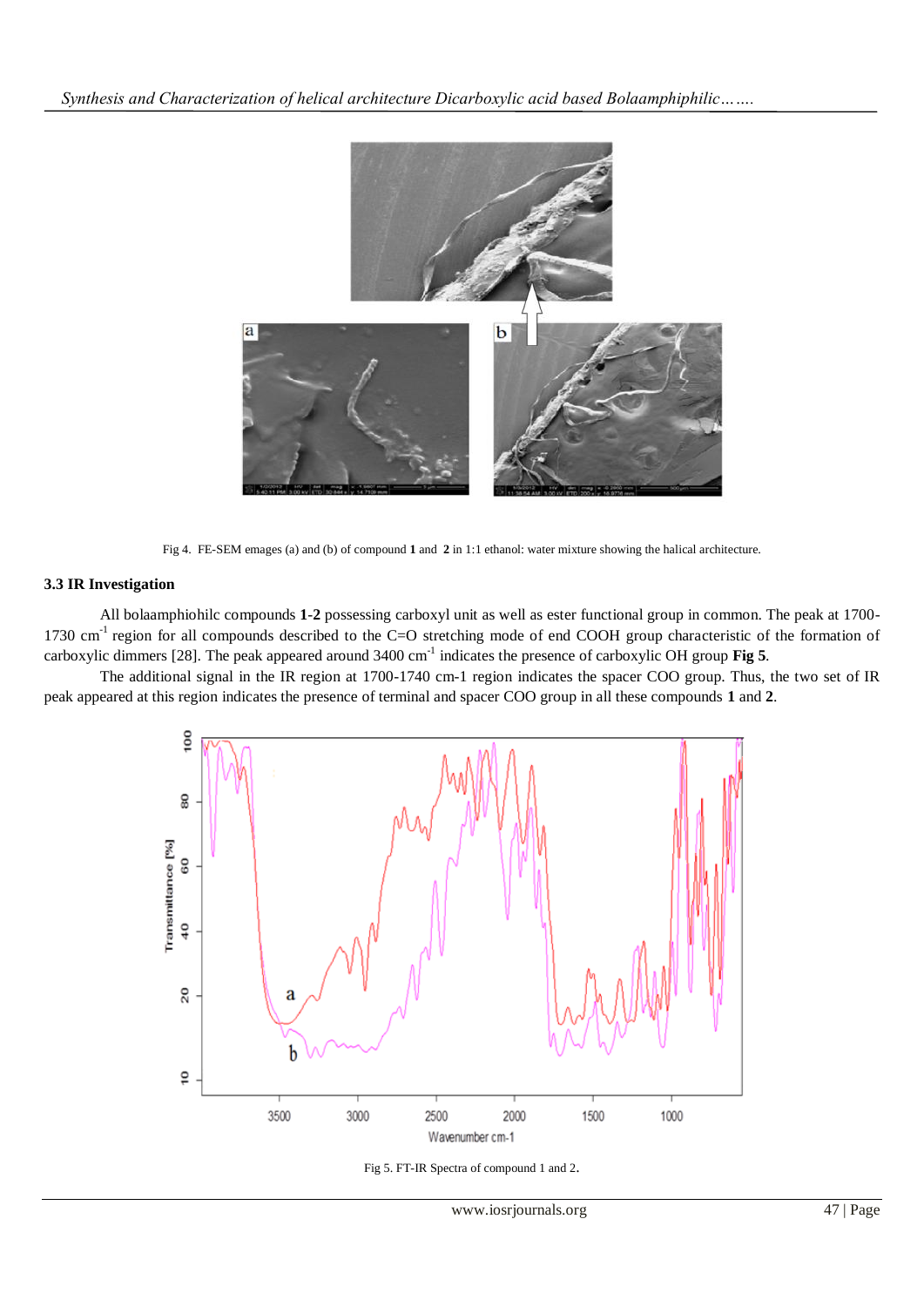Fig 4. FE-SEM emages (a) and (b) of compound **1** and **2** in 1:1 ethanol: water mixture showing the halical architecture.

### 3.3 IR Investigation

All bolaamphiohilc compounds **1**-**2** possessing carboxyl unit as well as ester functional group in common. The peak at 1700-1730 $cm^{-1}$ region for all compounds described to the C=O stretching mode of end COOH group characteristic of the formation of carboxylic dimmers [28]. The peak appeared around 3400 $cm^{-1}$ indicates the presence of carboxylic OH group **Fig 5**.

The additional signal in the IR region at 1700-1740 cm-1 region indicates the spacer COO group. Thus, the two set of IR peak appeared at this region indicates the presence of terminal and spacer COO group in all these compounds **1** and **2**.

Fig 5. FT-IR Spectra of compound 1 and 2.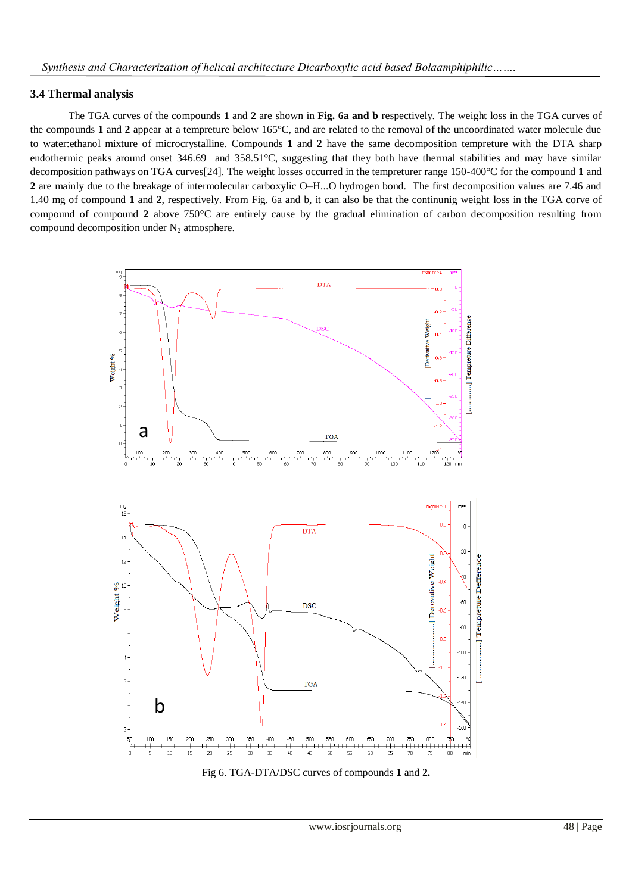### 3.4 Thermal analysis

The TGA curves of the compounds **1** and **2** are shown in **Fig. 6a and b** respectively. The weight loss in the TGA curves of the compounds **1** and **2** appear at a tempreture below 165°C, and are related to the removal of the uncoordinated water molecule due to water:ethanol mixture of microcrystalline. Compounds **1** and **2** have the same decomposition tempreture with the DTA sharp endothermic peaks around onset 346.69 and 358.51°C, suggesting that they both have thermal stabilities and may have similar decomposition pathways on TGA curves[24]. The weight losses occurred in the tempreturer range 150-400°C for the compound **1** and **2** are mainly due to the breakage of intermolecular carboxylic O–H...O hydrogen bond. The first decomposition values are 7.46 and 1.40 mg of compound **1** and **2**, respectively. From Fig. 6a and b, it can also be that the continunig weight loss in the TGA corve of compound of compound **2** above 750°C are entirely cause by the gradual elimination of carbon decomposition resulting from compound decomposition under $N_2$ atmosphere.

Fig 6. TGA-DTA/DSC curves of compounds **1** and **2.**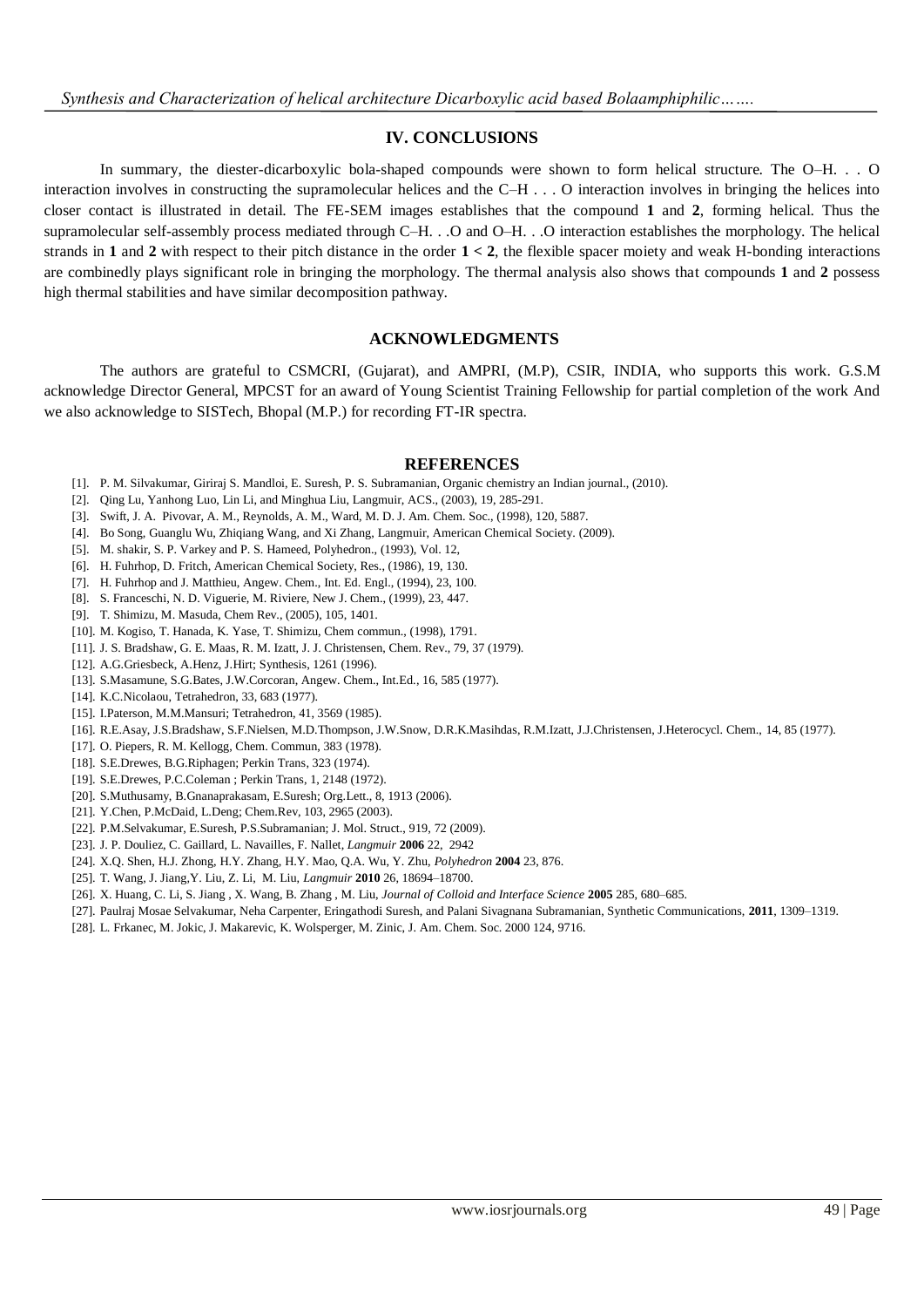## IV. CONCLUSIONS

In summary, the diester-dicarboxylic bola-shaped compounds were shown to form helical structure. The O–H. . . O interaction involves in constructing the supramolecular helices and the C–H . . . O interaction involves in bringing the helices into closer contact is illustrated in detail. The FE-SEM images establishes that the compound **1** and **2**, forming helical. Thus the supramolecular self-assembly process mediated through C–H. . .O and O–H. . .O interaction establishes the morphology. The helical strands in **1** and **2** with respect to their pitch distance in the order **1 < 2**, the flexible spacer moiety and weak H-bonding interactions are combinedly plays significant role in bringing the morphology. The thermal analysis also shows that compounds **1** and **2** possess high thermal stabilities and have similar decomposition pathway.

## ACKNOWLEDGMENTS

The authors are grateful to CSMCRI, (Gujarat), and AMPRI, (M.P), CSIR, INDIA, who supports this work. G.S.M acknowledge Director General, MPCST for an award of Young Scientist Training Fellowship for partial completion of the work And we also acknowledge to SISTech, Bhopal (M.P.) for recording FT-IR spectra.

## REFERENCES

[1]. P. M. Silvakumar, Giriraj S. Mandloi, E. Suresh, P. S. Subramanian, Organic chemistry an Indian journal., (2010).
[2]. Qing Lu, Yanhong Luo, Lin Li, and Minghua Liu, Langmuir, ACS., (2003), 19, 285-291.
[3]. Swift, J. A. Pivovar, A. M., Reynolds, A. M., Ward, M. D. J. Am. Chem. Soc., (1998), 120, 5887.
[4]. Bo Song, Guanglu Wu, Zhiqiang Wang, and Xi Zhang, Langmuir, American Chemical Society. (2009).
[5]. M. shakir, S. P. Varkey and P. S. Hameed, Polyhedron., (1993), Vol. 12,
[6]. H. Fuhrhop, D. Fritch, American Chemical Society, Res., (1986), 19, 130.
[7]. H. Fuhrhop and J. Matthieu, Angew. Chem., Int. Ed. Engl., (1994), 23, 100.
[8]. S. Franceschi, N. D. Viguerie, M. Riviere, New J. Chem., (1999), 23, 447.
[9]. T. Shimizu, M. Masuda, Chem Rev., (2005), 105, 1401.
[10]. M. Kogiso, T. Hanada, K. Yase, T. Shimizu, Chem commun., (1998), 1791.
[11]. J. S. Bradshaw, G. E. Maas, R. M. Izatt, J. J. Christensen, Chem. Rev., 79, 37 (1979).
[12]. A.G.Griesbeck, A.Henz, J.Hirt; Synthesis, 1261 (1996).
[13]. S.Masamune, S.G.Bates, J.W.Corcoran, Angew. Chem., Int.Ed., 16, 585 (1977).
[14]. K.C.Nicolaou, Tetrahedron, 33, 683 (1977).
[15]. I.Paterson, M.M.Mansuri; Tetrahedron, 41, 3569 (1985).
[16]. R.E.Asay, J.S.Bradshaw, S.F.Nielsen, M.D.Thompson, J.W.Snow, D.R.K.Masihdas, R.M.Izatt, J.J.Christensen, J.Heterocycl. Chem., 14, 85 (1977).
[17]. O. Piepers, R. M. Kellogg, Chem. Commun, 383 (1978).
[18]. S.E.Drewes, B.G.Riphagen; Perkin Trans, 323 (1974).
[19]. S.E.Drewes, P.C.Coleman ; Perkin Trans, 1, 2148 (1972).
[20]. S.Muthusamy, B.Gnanaprakasam, E.Suresh; Org.Lett., 8, 1913 (2006).
[21]. Y.Chen, P.McDaid, L.Deng; Chem.Rev, 103, 2965 (2003).
[22]. P.M.Selvakumar, E.Suresh, P.S.Subramanian; J. Mol. Struct., 919, 72 (2009).
[23]. J. P. Douliez, C. Gaillard, L. Navailles, F. Nallet, *Langmuir* **2006** 22, 2942
[24]. X.Q. Shen, H.J. Zhong, H.Y. Zhang, H.Y. Mao, Q.A. Wu, Y. Zhu, *Polyhedron* **2004** 23, 876.
[25]. T. Wang, J. Jiang,Y. Liu, Z. Li, M. Liu, *Langmuir* **2010** 26, 18694–18700.
[26]. X. Huang, C. Li, S. Jiang , X. Wang, B. Zhang , M. Liu, *Journal of Colloid and Interface Science* **2005** 285, 680–685.
[27]. Paulraj Mosae Selvakumar, Neha Carpenter, Eringathodi Suresh, and Palani Sivagnana Subramanian, Synthetic Communications, **2011**, 1309–1319.
[28]. L. Frkanec, M. Jokic, J. Makarevic, K. Wolsperger, M. Zinic, J. Am. Chem. Soc. 2000 124, 9716.